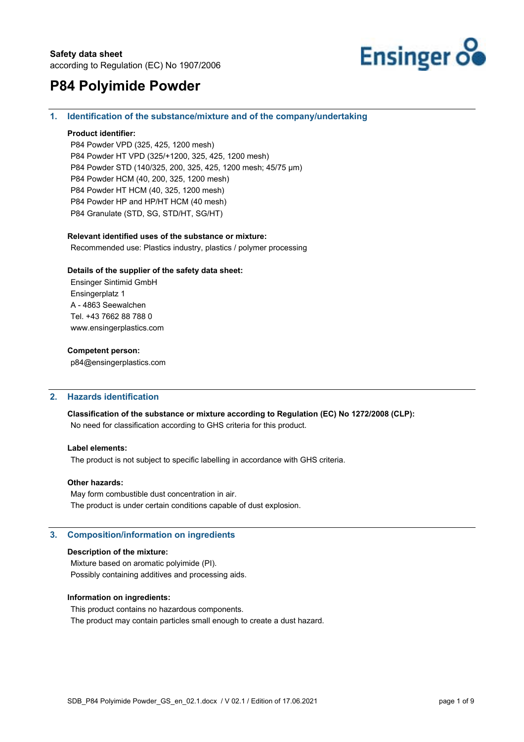Safety data sheet
according to Regulation (EC) No 1907/2006

# P84 Polyimide Powder

## 1. Identification of the substance/mixture and of the company/undertaking

**Product identifier:**

P84 Powder VPD (325, 425, 1200 mesh)
P84 Powder HT VPD (325/+1200, 325, 425, 1200 mesh)
P84 Powder STD (140/325, 200, 325, 425, 1200 mesh; 45/75 µm)
P84 Powder HCM (40, 200, 325, 1200 mesh)
P84 Powder HT HCM (40, 325, 1200 mesh)
P84 Powder HP and HP/HT HCM (40 mesh)
P84 Granulate (STD, SG, STD/HT, SG/HT)

**Relevant identified uses of the substance or mixture:**

Recommended use: Plastics industry, plastics / polymer processing

**Details of the supplier of the safety data sheet:**

Ensinger Sintimid GmbH
Ensingerplatz 1
A - 4863 Seewalchen
Tel. +43 7662 88 788 0
www.ensingerplastics.com

**Competent person:**

p84@ensingerplastics.com

## 2. Hazards identification

**Classification of the substance or mixture according to Regulation (EC) No 1272/2008 (CLP):**

No need for classification according to GHS criteria for this product.

**Label elements:**

The product is not subject to specific labelling in accordance with GHS criteria.

**Other hazards:**

May form combustible dust concentration in air.
The product is under certain conditions capable of dust explosion.

## 3. Composition/information on ingredients

**Description of the mixture:**

Mixture based on aromatic polyimide (PI).
Possibly containing additives and processing aids.

**Information on ingredients:**

This product contains no hazardous components.
The product may contain particles small enough to create a dust hazard.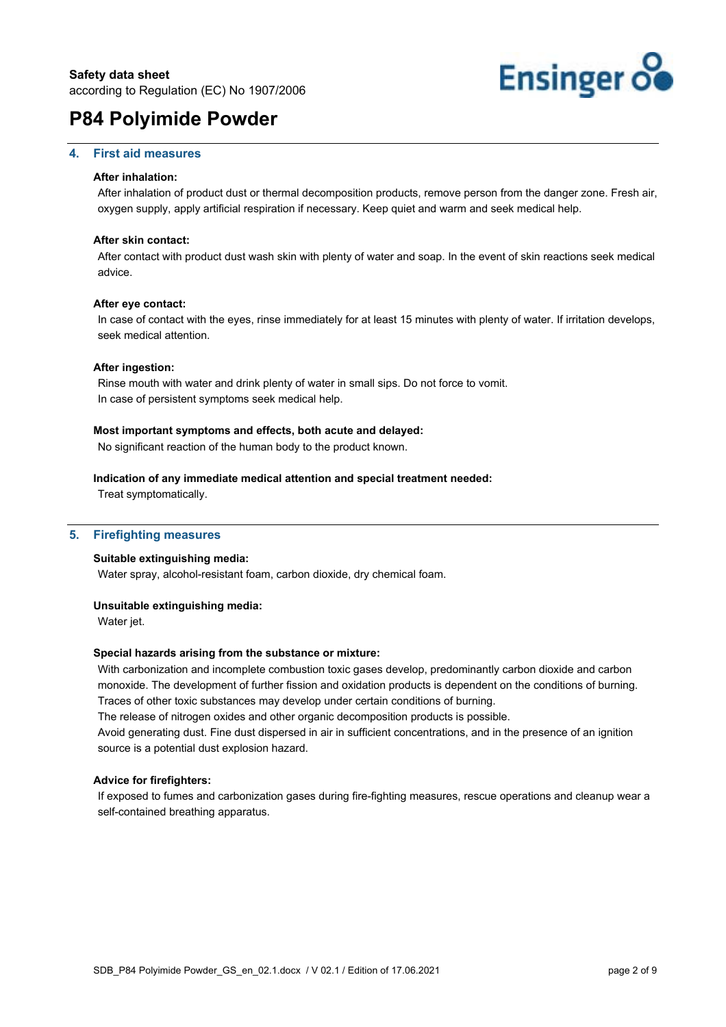## 4. First aid measures

**After inhalation:**

After inhalation of product dust or thermal decomposition products, remove person from the danger zone. Fresh air, oxygen supply, apply artificial respiration if necessary. Keep quiet and warm and seek medical help.

**After skin contact:**

After contact with product dust wash skin with plenty of water and soap. In the event of skin reactions seek medical advice.

**After eye contact:**

In case of contact with the eyes, rinse immediately for at least 15 minutes with plenty of water. If irritation develops, seek medical attention.

**After ingestion:**

Rinse mouth with water and drink plenty of water in small sips. Do not force to vomit.
In case of persistent symptoms seek medical help.

**Most important symptoms and effects, both acute and delayed:**

No significant reaction of the human body to the product known.

**Indication of any immediate medical attention and special treatment needed:**

Treat symptomatically.

## 5. Firefighting measures

**Suitable extinguishing media:**

Water spray, alcohol-resistant foam, carbon dioxide, dry chemical foam.

**Unsuitable extinguishing media:**

Water jet.

**Special hazards arising from the substance or mixture:**

With carbonization and incomplete combustion toxic gases develop, predominantly carbon dioxide and carbon monoxide. The development of further fission and oxidation products is dependent on the conditions of burning.
Traces of other toxic substances may develop under certain conditions of burning.
The release of nitrogen oxides and other organic decomposition products is possible.
Avoid generating dust. Fine dust dispersed in air in sufficient concentrations, and in the presence of an ignition source is a potential dust explosion hazard.

**Advice for firefighters:**

If exposed to fumes and carbonization gases during fire-fighting measures, rescue operations and cleanup wear a self-contained breathing apparatus.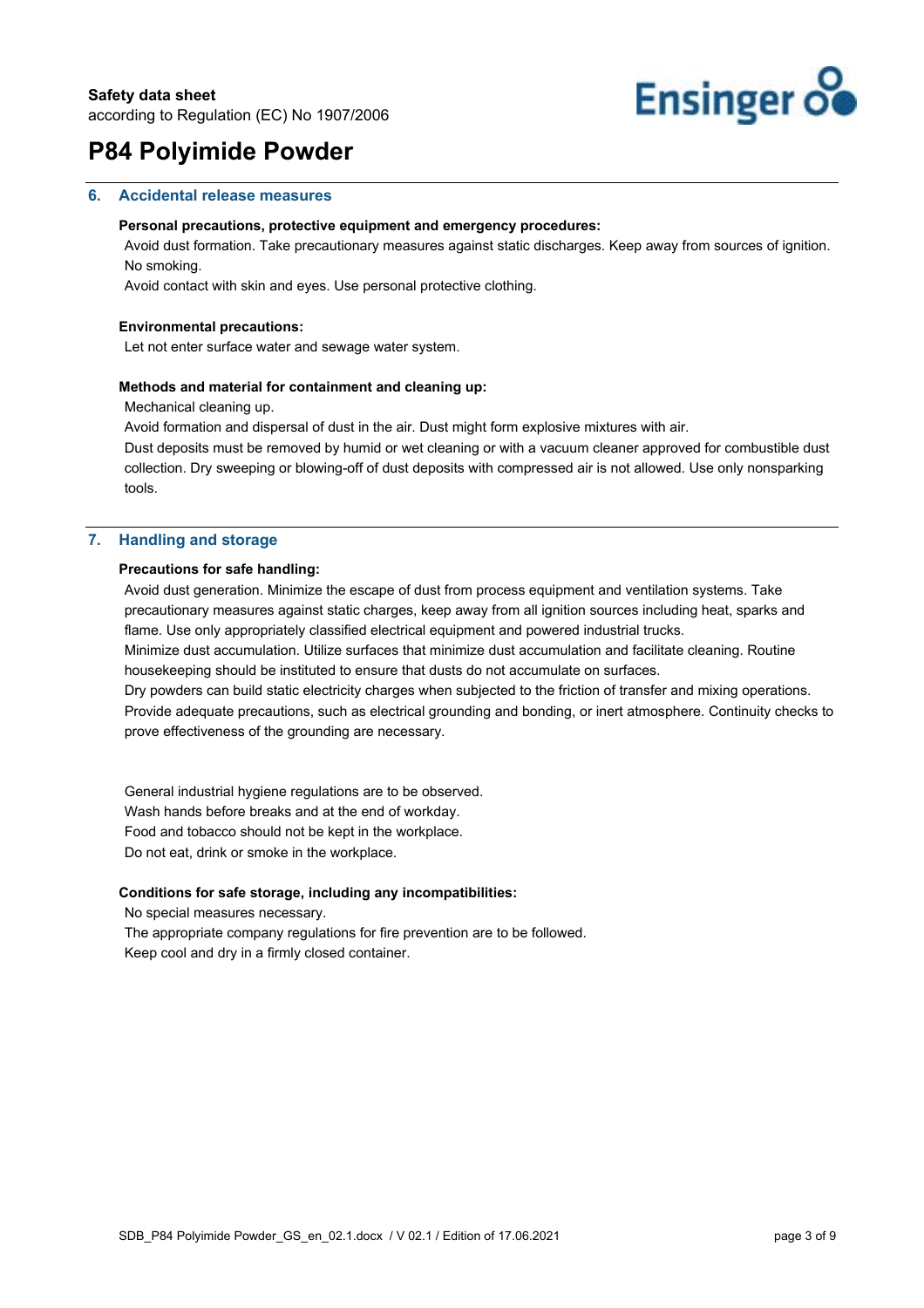## 6. Accidental release measures

**Personal precautions, protective equipment and emergency procedures:**

Avoid dust formation. Take precautionary measures against static discharges. Keep away from sources of ignition. No smoking.

Avoid contact with skin and eyes. Use personal protective clothing.

**Environmental precautions:**

Let not enter surface water and sewage water system.

**Methods and material for containment and cleaning up:**

Mechanical cleaning up.

Avoid formation and dispersal of dust in the air. Dust might form explosive mixtures with air.

Dust deposits must be removed by humid or wet cleaning or with a vacuum cleaner approved for combustible dust collection. Dry sweeping or blowing-off of dust deposits with compressed air is not allowed. Use only nonsparking tools.

## 7. Handling and storage

**Precautions for safe handling:**

Avoid dust generation. Minimize the escape of dust from process equipment and ventilation systems. Take precautionary measures against static charges, keep away from all ignition sources including heat, sparks and flame. Use only appropriately classified electrical equipment and powered industrial trucks.

Minimize dust accumulation. Utilize surfaces that minimize dust accumulation and facilitate cleaning. Routine housekeeping should be instituted to ensure that dusts do not accumulate on surfaces.

Dry powders can build static electricity charges when subjected to the friction of transfer and mixing operations. Provide adequate precautions, such as electrical grounding and bonding, or inert atmosphere. Continuity checks to prove effectiveness of the grounding are necessary.

General industrial hygiene regulations are to be observed.

Wash hands before breaks and at the end of workday.

Food and tobacco should not be kept in the workplace.

Do not eat, drink or smoke in the workplace.

**Conditions for safe storage, including any incompatibilities:**

No special measures necessary.

The appropriate company regulations for fire prevention are to be followed.

Keep cool and dry in a firmly closed container.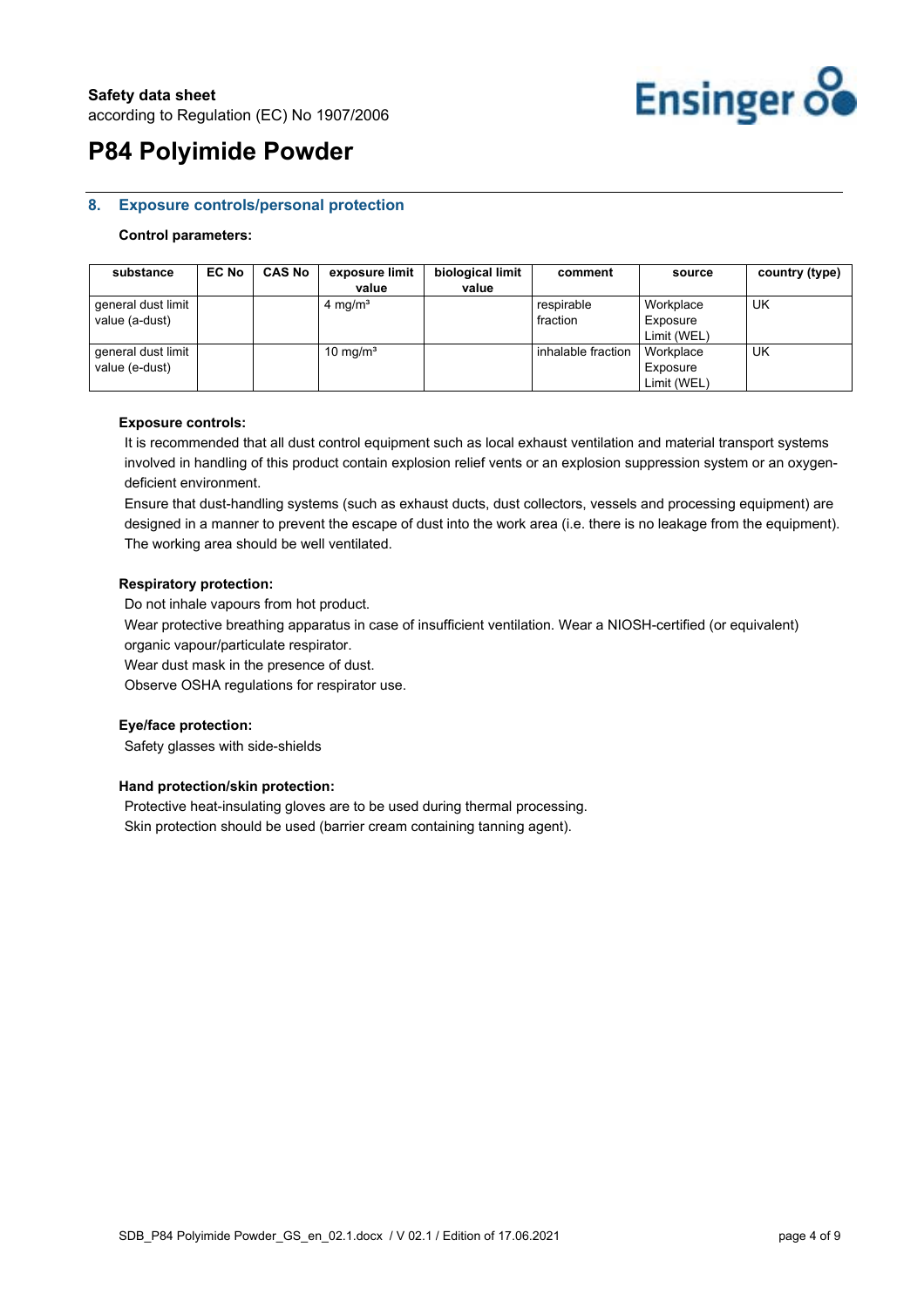## 8. Exposure controls/personal protection

**Control parameters:**

| substance | EC No | CAS No | exposure limit value | biological limit value | comment | source | country (type) |
|---|---|---|---|---|---|---|---|
| general dust limit value (a-dust) | | | 4 mg/m³ | | respirable fraction | Workplace Exposure Limit (WEL) | UK |
| general dust limit value (e-dust) | | | 10 mg/m³ | | inhalable fraction | Workplace Exposure Limit (WEL) | UK |

**Exposure controls:**

It is recommended that all dust control equipment such as local exhaust ventilation and material transport systems involved in handling of this product contain explosion relief vents or an explosion suppression system or an oxygen-deficient environment.

Ensure that dust-handling systems (such as exhaust ducts, dust collectors, vessels and processing equipment) are designed in a manner to prevent the escape of dust into the work area (i.e. there is no leakage from the equipment).

The working area should be well ventilated.

**Respiratory protection:**

Do not inhale vapours from hot product.

Wear protective breathing apparatus in case of insufficient ventilation. Wear a NIOSH-certified (or equivalent) organic vapour/particulate respirator.

Wear dust mask in the presence of dust.

Observe OSHA regulations for respirator use.

**Eye/face protection:**

Safety glasses with side-shields

**Hand protection/skin protection:**

Protective heat-insulating gloves are to be used during thermal processing.

Skin protection should be used (barrier cream containing tanning agent).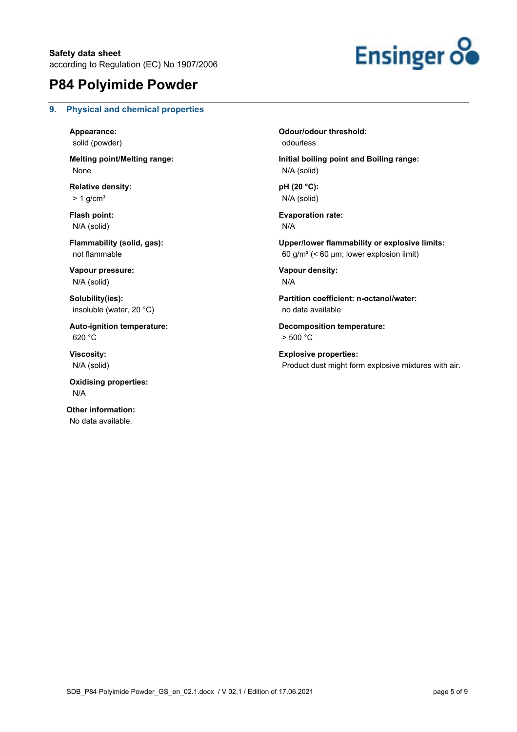## 9. Physical and chemical properties

**Appearance:**
solid (powder)

**Odour/odour threshold:**
odourless

**Melting point/Melting range:**
None

**Initial boiling point and Boiling range:**
N/A (solid)

**Relative density:**
> 1 g/cm³

**pH (20 °C):**
N/A (solid)

**Flash point:**
N/A (solid)

**Evaporation rate:**
N/A

**Flammability (solid, gas):**
not flammable

**Upper/lower flammability or explosive limits:**
60 g/m³ (< 60 µm; lower explosion limit)

**Vapour pressure:**
N/A (solid)

**Vapour density:**
N/A

**Solubility(ies):**
insoluble (water, 20 °C)

**Partition coefficient: n-octanol/water:**
no data available

**Auto-ignition temperature:**
620 °C

**Decomposition temperature:**
> 500 °C

**Viscosity:**
N/A (solid)

**Explosive properties:**
Product dust might form explosive mixtures with air.

**Oxidising properties:**
N/A

**Other information:**
No data available.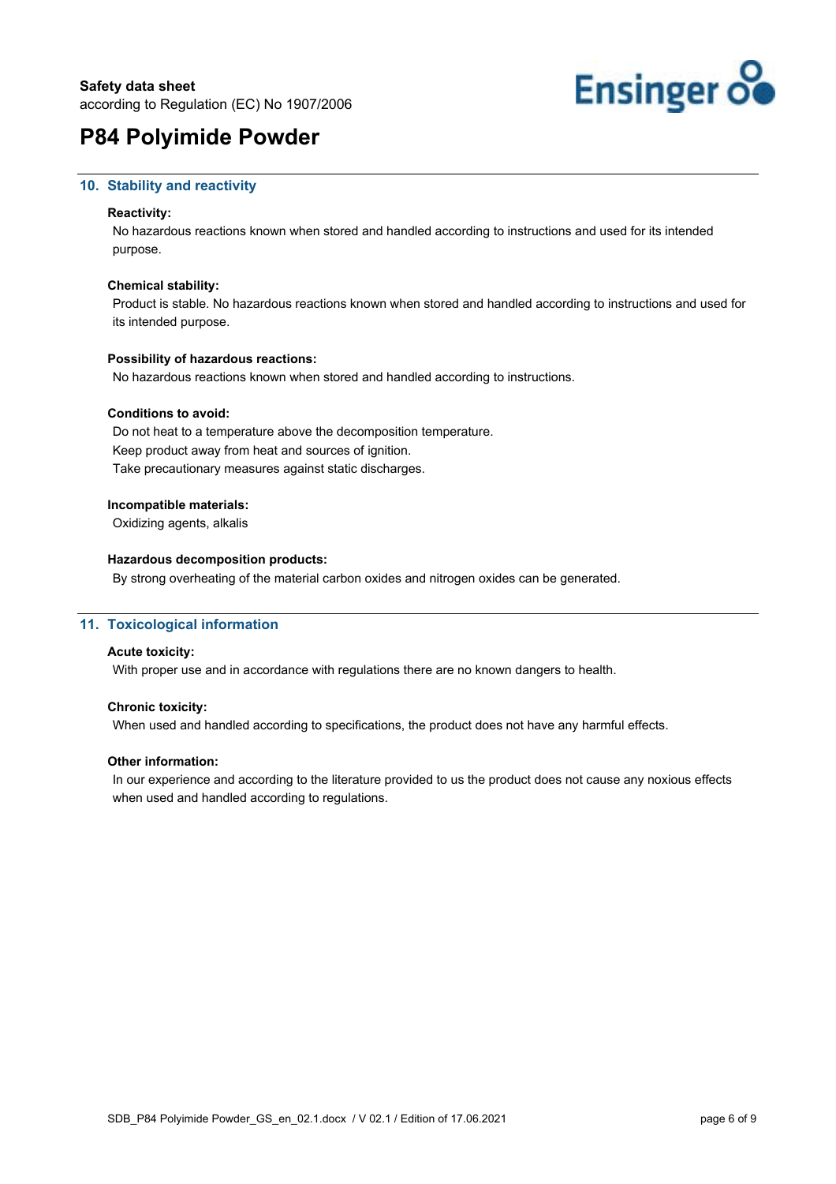## 10. Stability and reactivity

**Reactivity:**

No hazardous reactions known when stored and handled according to instructions and used for its intended purpose.

**Chemical stability:**

Product is stable. No hazardous reactions known when stored and handled according to instructions and used for its intended purpose.

**Possibility of hazardous reactions:**

No hazardous reactions known when stored and handled according to instructions.

**Conditions to avoid:**

Do not heat to a temperature above the decomposition temperature.
Keep product away from heat and sources of ignition.
Take precautionary measures against static discharges.

**Incompatible materials:**

Oxidizing agents, alkalis

**Hazardous decomposition products:**

By strong overheating of the material carbon oxides and nitrogen oxides can be generated.

## 11. Toxicological information

**Acute toxicity:**

With proper use and in accordance with regulations there are no known dangers to health.

**Chronic toxicity:**

When used and handled according to specifications, the product does not have any harmful effects.

**Other information:**

In our experience and according to the literature provided to us the product does not cause any noxious effects when used and handled according to regulations.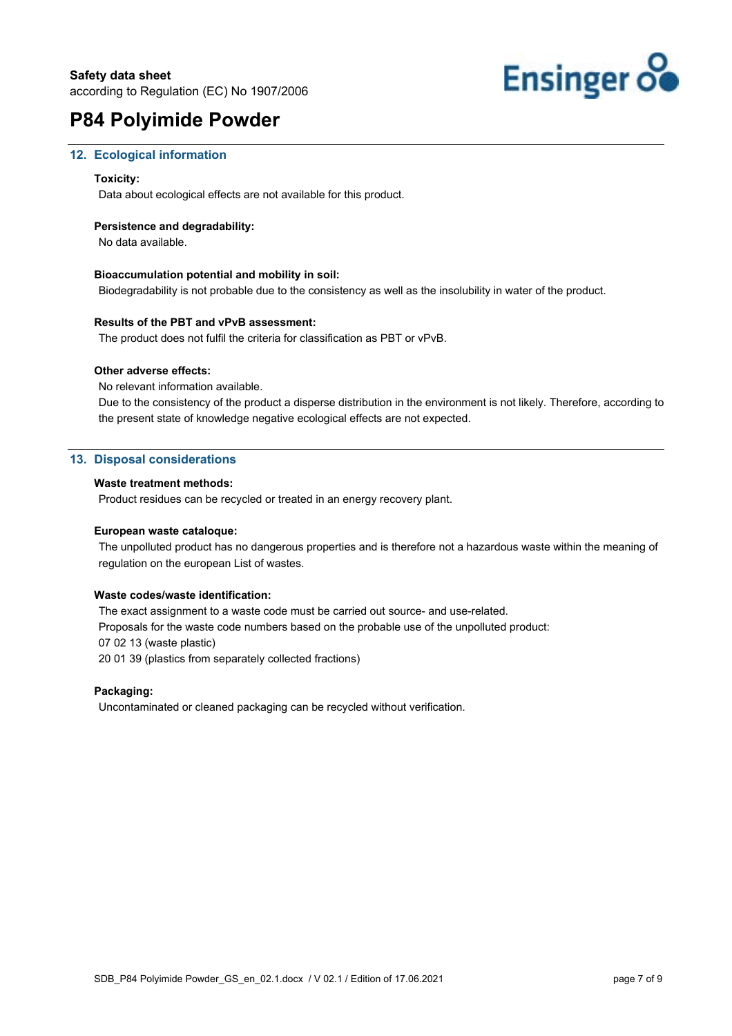## 12. Ecological information

**Toxicity:**

Data about ecological effects are not available for this product.

**Persistence and degradability:**

No data available.

**Bioaccumulation potential and mobility in soil:**

Biodegradability is not probable due to the consistency as well as the insolubility in water of the product.

**Results of the PBT and vPvB assessment:**

The product does not fulfil the criteria for classification as PBT or vPvB.

**Other adverse effects:**

No relevant information available.

Due to the consistency of the product a disperse distribution in the environment is not likely. Therefore, according to the present state of knowledge negative ecological effects are not expected.

## 13. Disposal considerations

**Waste treatment methods:**

Product residues can be recycled or treated in an energy recovery plant.

**European waste cataloque:**

The unpolluted product has no dangerous properties and is therefore not a hazardous waste within the meaning of regulation on the european List of wastes.

**Waste codes/waste identification:**

The exact assignment to a waste code must be carried out source- and use-related.

Proposals for the waste code numbers based on the probable use of the unpolluted product:

07 02 13 (waste plastic)

20 01 39 (plastics from separately collected fractions)

**Packaging:**

Uncontaminated or cleaned packaging can be recycled without verification.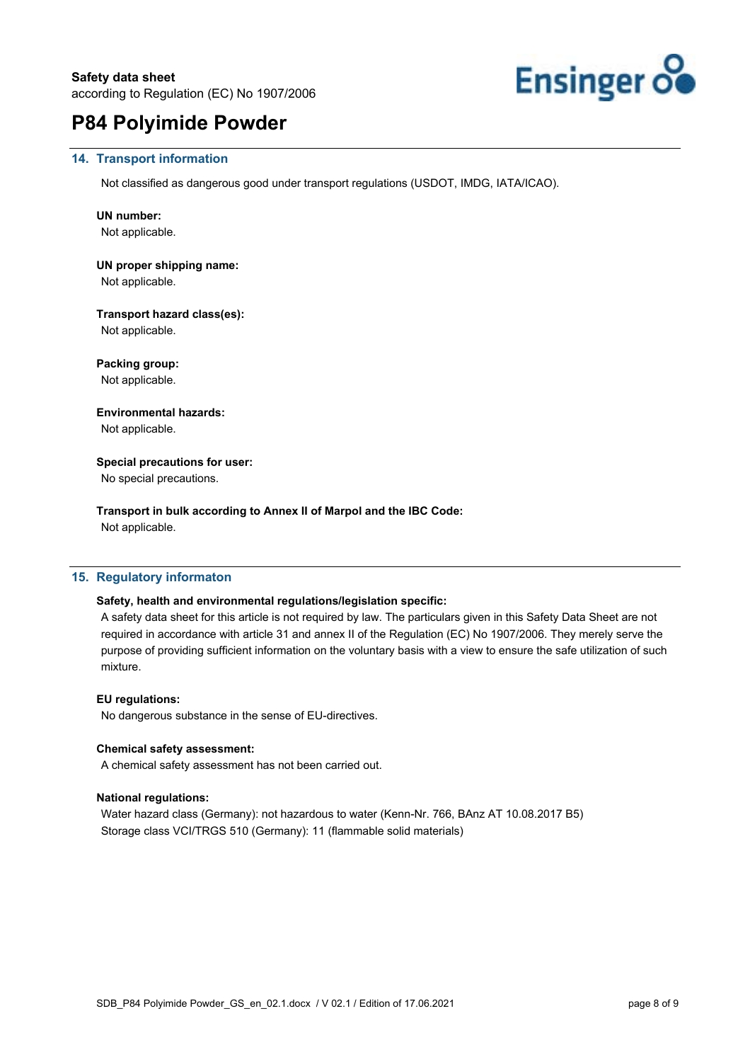## 14. Transport information

Not classified as dangerous good under transport regulations (USDOT, IMDG, IATA/ICAO).

**UN number:**
Not applicable.

**UN proper shipping name:**
Not applicable.

**Transport hazard class(es):**
Not applicable.

**Packing group:**
Not applicable.

**Environmental hazards:**
Not applicable.

**Special precautions for user:**
No special precautions.

**Transport in bulk according to Annex II of Marpol and the IBC Code:**
Not applicable.

## 15. Regulatory informaton

**Safety, health and environmental regulations/legislation specific:**
A safety data sheet for this article is not required by law. The particulars given in this Safety Data Sheet are not required in accordance with article 31 and annex II of the Regulation (EC) No 1907/2006. They merely serve the purpose of providing sufficient information on the voluntary basis with a view to ensure the safe utilization of such mixture.

**EU regulations:**
No dangerous substance in the sense of EU-directives.

**Chemical safety assessment:**
A chemical safety assessment has not been carried out.

**National regulations:**
Water hazard class (Germany): not hazardous to water (Kenn-Nr. 766, BAnz AT 10.08.2017 B5)
Storage class VCI/TRGS 510 (Germany): 11 (flammable solid materials)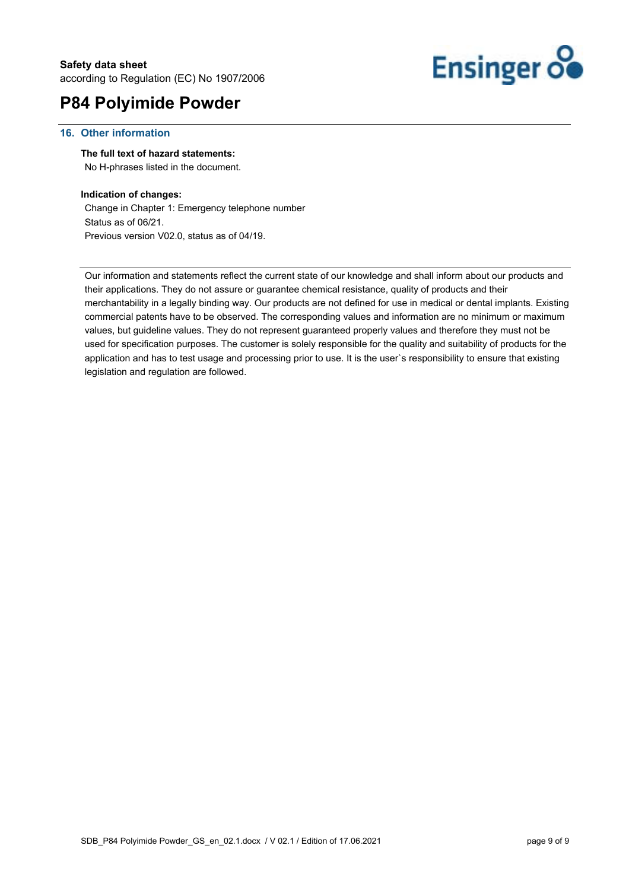## 16. Other information

**The full text of hazard statements:**

No H-phrases listed in the document.

**Indication of changes:**

Change in Chapter 1: Emergency telephone number
Status as of 06/21.
Previous version V02.0, status as of 04/19.

---

Our information and statements reflect the current state of our knowledge and shall inform about our products and their applications. They do not assure or guarantee chemical resistance, quality of products and their merchantability in a legally binding way. Our products are not defined for use in medical or dental implants. Existing commercial patents have to be observed. The corresponding values and information are no minimum or maximum values, but guideline values. They do not represent guaranteed properly values and therefore they must not be used for specification purposes. The customer is solely responsible for the quality and suitability of products for the application and has to test usage and processing prior to use. It is the user`s responsibility to ensure that existing legislation and regulation are followed.